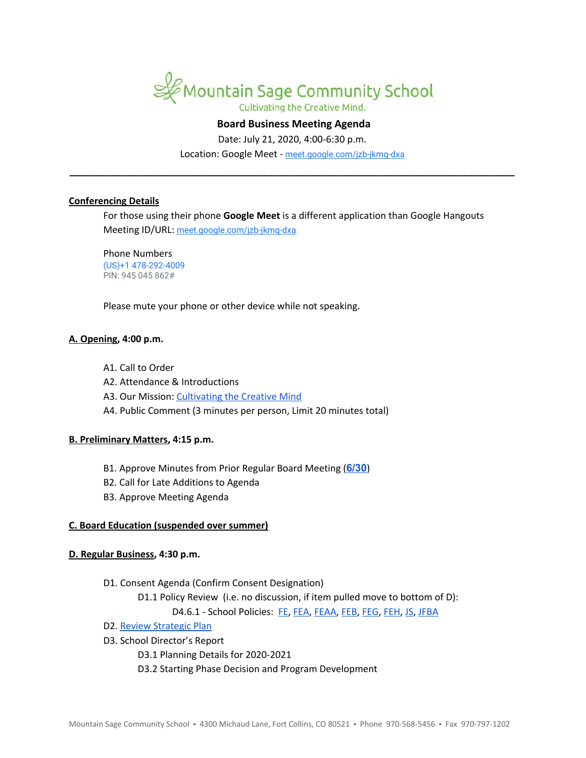# Mountain Sage Community School

Cultivating the Creative Mind.

## Board Business Meeting Agenda

Date: July 21, 2020, 4:00-6:30 p.m.

Location: Google Meet - meet.google.com/jzb-jkmq-dxa

---

**Conferencing Details**

For those using their phone **Google Meet** is a different application than Google Hangouts

Meeting ID/URL: meet.google.com/jzb-jkmq-dxa

Phone Numbers

(US)+1 478-292-4009

PIN: 945 045 862#

Please mute your phone or other device while not speaking.

**A. Opening, 4:00 p.m.**

- A1. Call to Order
- A2. Attendance & Introductions
- A3. Our Mission: Cultivating the Creative Mind
- A4. Public Comment (3 minutes per person, Limit 20 minutes total)

**B. Preliminary Matters, 4:15 p.m.**

- B1. Approve Minutes from Prior Regular Board Meeting (**6/30**)
- B2. Call for Late Additions to Agenda
- B3. Approve Meeting Agenda

**C. Board Education (suspended over summer)**

**D. Regular Business, 4:30 p.m.**

- D1. Consent Agenda (Confirm Consent Designation)
  - D1.1 Policy Review (i.e. no discussion, if item pulled move to bottom of D):
    - D4.6.1 - School Policies: FE, FEA, FEAA, FEB, FEG, FEH, JS, JFBA
- D2. Review Strategic Plan
- D3. School Director's Report
  - D3.1 Planning Details for 2020-2021
  - D3.2 Starting Phase Decision and Program Development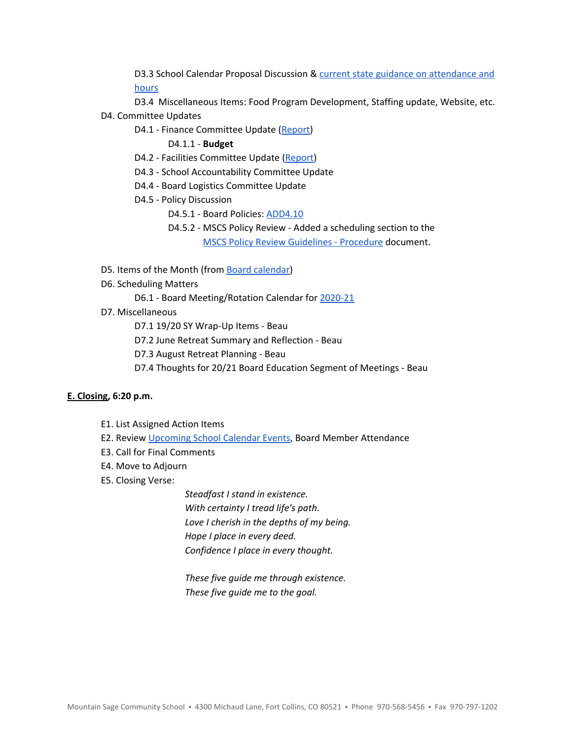D3.3 School Calendar Proposal Discussion & current state guidance on attendance and hours

D3.4 Miscellaneous Items: Food Program Development, Staffing update, Website, etc.

D4. Committee Updates

- D4.1 - Finance Committee Update (Report)
  - D4.1.1 - **Budget**
- D4.2 - Facilities Committee Update (Report)
- D4.3 - School Accountability Committee Update
- D4.4 - Board Logistics Committee Update
- D4.5 - Policy Discussion
  - D4.5.1 - Board Policies: ADD4.10
  - D4.5.2 - MSCS Policy Review - Added a scheduling section to the MSCS Policy Review Guidelines - Procedure document.

D5. Items of the Month (from Board calendar)

D6. Scheduling Matters

- D6.1 - Board Meeting/Rotation Calendar for 2020-21

D7. Miscellaneous

- D7.1 19/20 SY Wrap-Up Items - Beau
- D7.2 June Retreat Summary and Reflection - Beau
- D7.3 August Retreat Planning - Beau
- D7.4 Thoughts for 20/21 Board Education Segment of Meetings - Beau

**E. Closing, 6:20 p.m.**

- E1. List Assigned Action Items
- E2. Review Upcoming School Calendar Events, Board Member Attendance
- E3. Call for Final Comments
- E4. Move to Adjourn
- E5. Closing Verse:

*Steadfast I stand in existence.*
*With certainty I tread life's path.*
*Love I cherish in the depths of my being.*
*Hope I place in every deed.*
*Confidence I place in every thought.*

*These five guide me through existence.*
*These five guide me to the goal.*